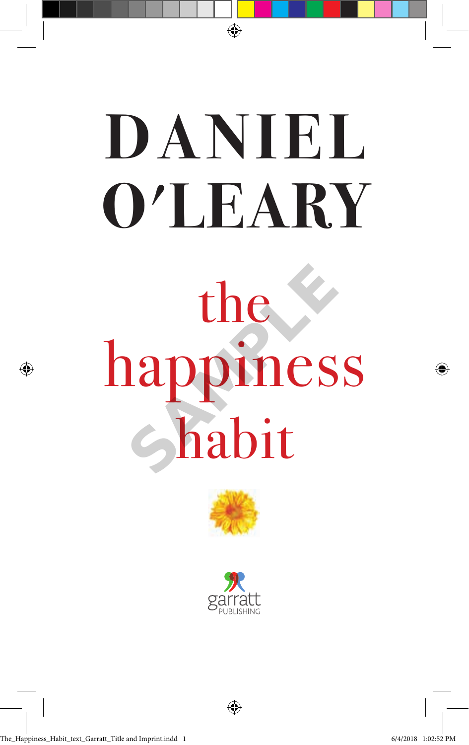# DANIEL O'LEARY

# the happiness habit

garratt PUBLISHING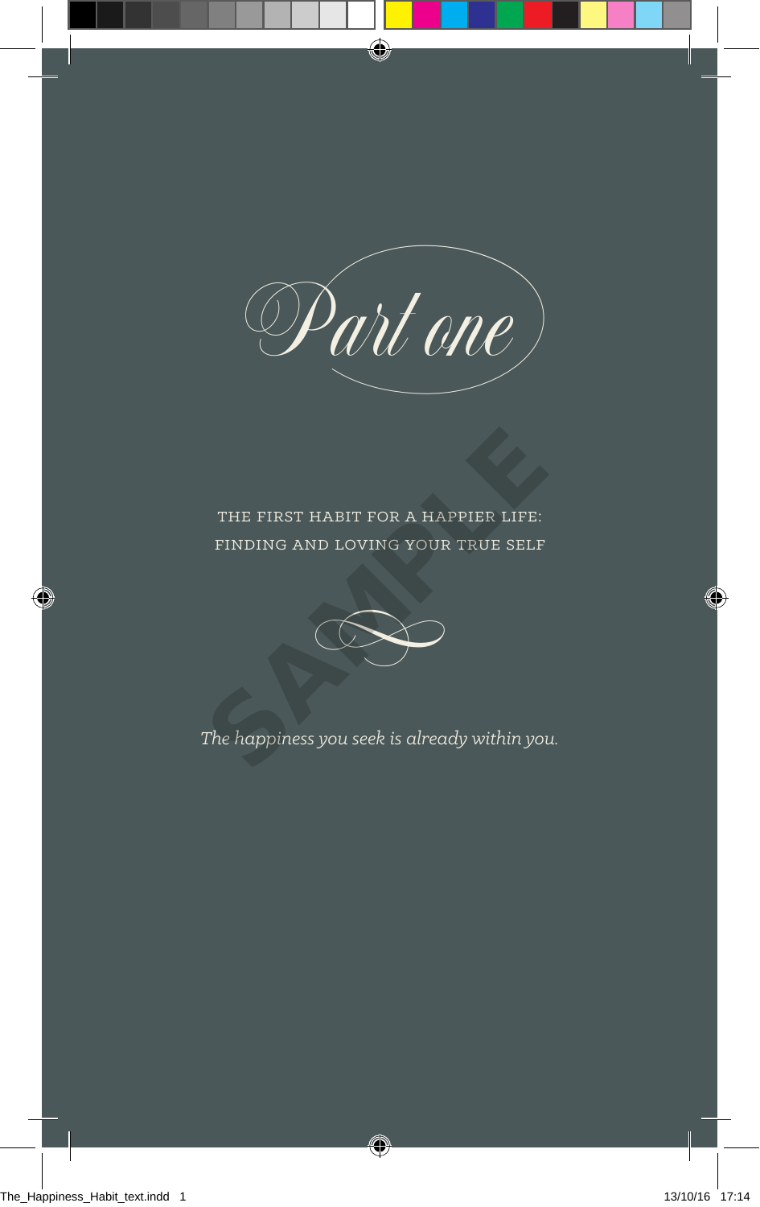# Part one

## THE FIRST HABIT FOR A HAPPIER LIFE: FINDING AND LOVING YOUR TRUE SELF

*The happiness you seek is already within you.*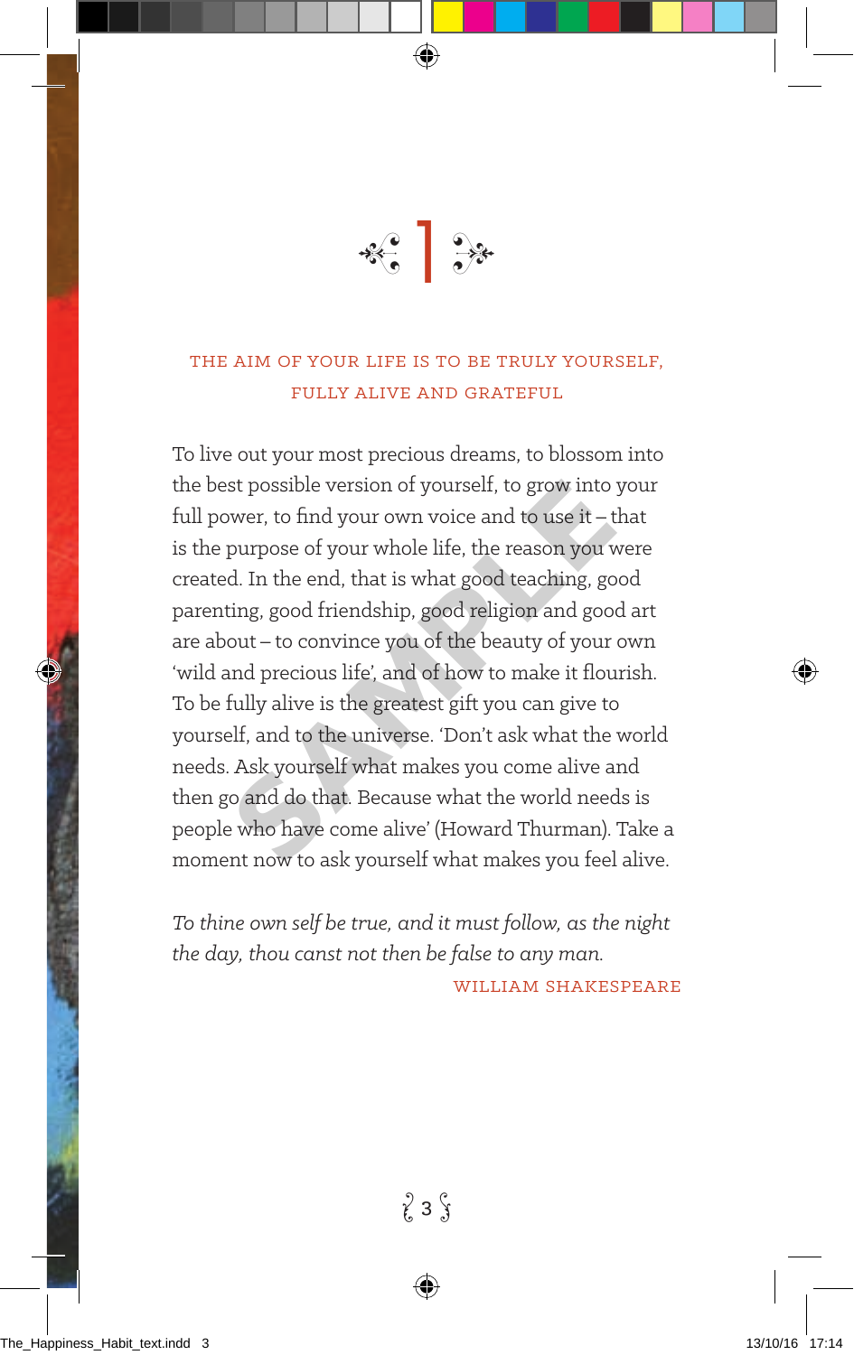# 1

## THE AIM OF YOUR LIFE IS TO BE TRULY YOURSELF, FULLY ALIVE AND GRATEFUL

To live out your most precious dreams, to blossom into the best possible version of yourself, to grow into your full power, to find your own voice and to use it – that is the purpose of your whole life, the reason you were created. In the end, that is what good teaching, good parenting, good friendship, good religion and good art are about – to convince you of the beauty of your own 'wild and precious life', and of how to make it flourish. To be fully alive is the greatest gift you can give to yourself, and to the universe. 'Don't ask what the world needs. Ask yourself what makes you come alive and then go and do that. Because what the world needs is people who have come alive' (Howard Thurman). Take a moment now to ask yourself what makes you feel alive.

*To thine own self be true, and it must follow, as the night the day, thou canst not then be false to any man.*

WILLIAM SHAKESPEARE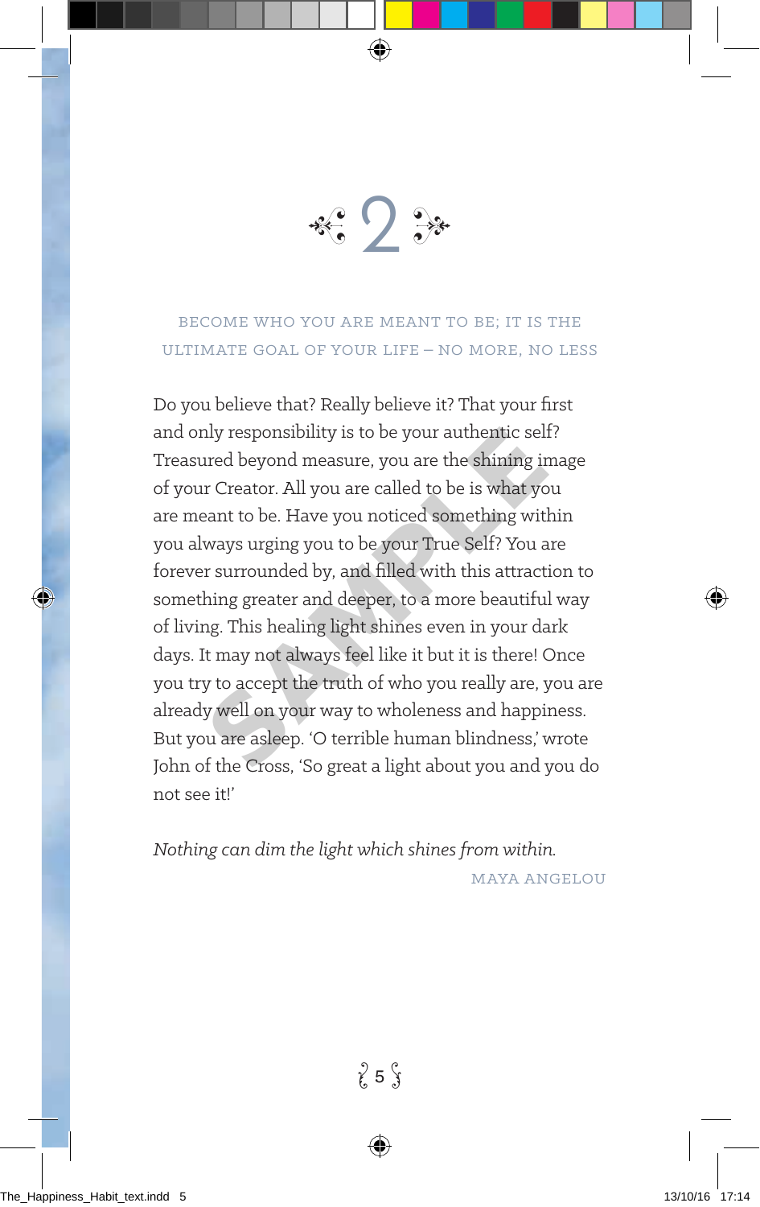# 2

## BECOME WHO YOU ARE MEANT TO BE; IT IS THE ULTIMATE GOAL OF YOUR LIFE – NO MORE, NO LESS

Do you believe that? Really believe it? That your first and only responsibility is to be your authentic self? Treasured beyond measure, you are the shining image of your Creator. All you are called to be is what you are meant to be. Have you noticed something within you always urging you to be your True Self? You are forever surrounded by, and filled with this attraction to something greater and deeper, to a more beautiful way of living. This healing light shines even in your dark days. It may not always feel like it but it is there! Once you try to accept the truth of who you really are, you are already well on your way to wholeness and happiness. But you are asleep. 'O terrible human blindness,' wrote John of the Cross, 'So great a light about you and you do not see it!'

*Nothing can dim the light which shines from within.*

MAYA ANGELOU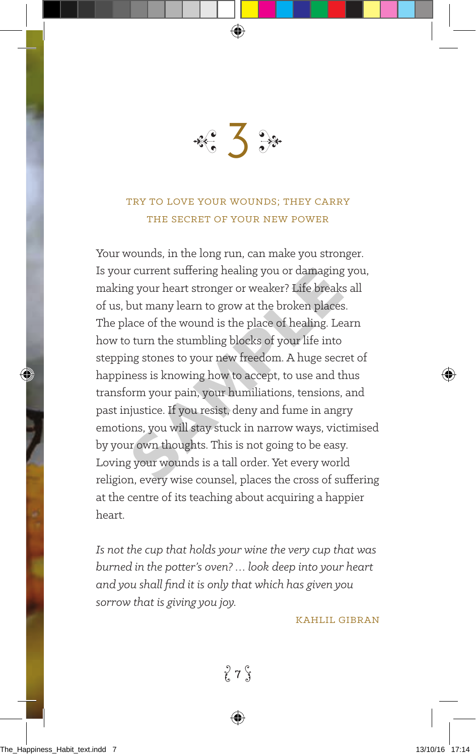# 3

## TRY TO LOVE YOUR WOUNDS; THEY CARRY THE SECRET OF YOUR NEW POWER

Your wounds, in the long run, can make you stronger. Is your current suffering healing you or damaging you, making your heart stronger or weaker? Life breaks all of us, but many learn to grow at the broken places. The place of the wound is the place of healing. Learn how to turn the stumbling blocks of your life into stepping stones to your new freedom. A huge secret of happiness is knowing how to accept, to use and thus transform your pain, your humiliations, tensions, and past injustice. If you resist, deny and fume in angry emotions, you will stay stuck in narrow ways, victimised by your own thoughts. This is not going to be easy. Loving your wounds is a tall order. Yet every world religion, every wise counsel, places the cross of suffering at the centre of its teaching about acquiring a happier heart.

*Is not the cup that holds your wine the very cup that was burned in the potter's oven? … look deep into your heart and you shall find it is only that which has given you sorrow that is giving you joy.*

KAHLIL GIBRAN